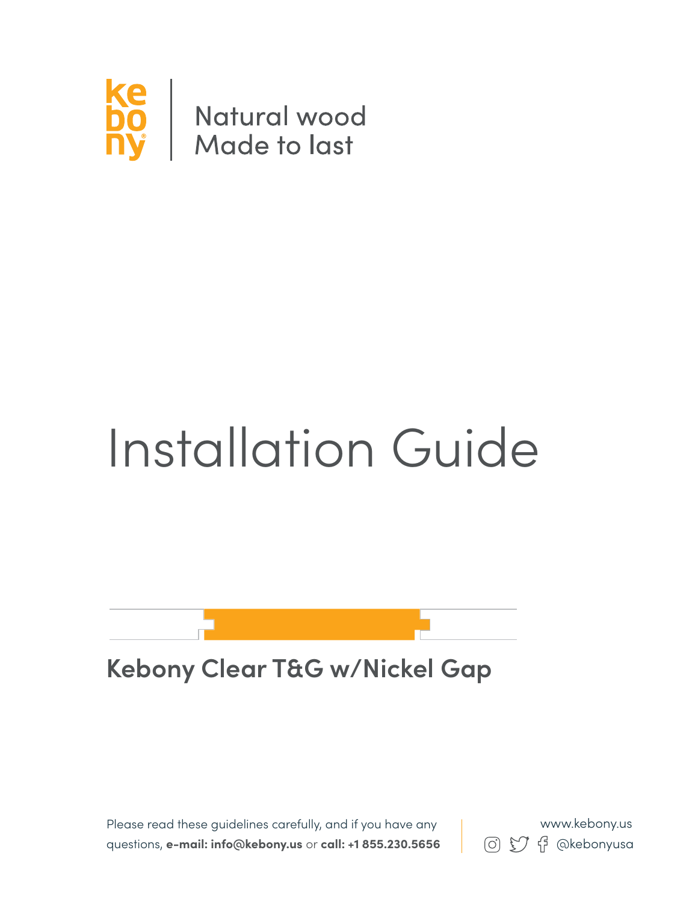kebony

Natural wood
Made to last

# Installation Guide

## Kebony Clear T&G w/Nickel Gap

Please read these guidelines carefully, and if you have any questions, **e-mail: info@kebony.us** or **call: +1 855.230.5656**

www.kebony.us
@kebonyusa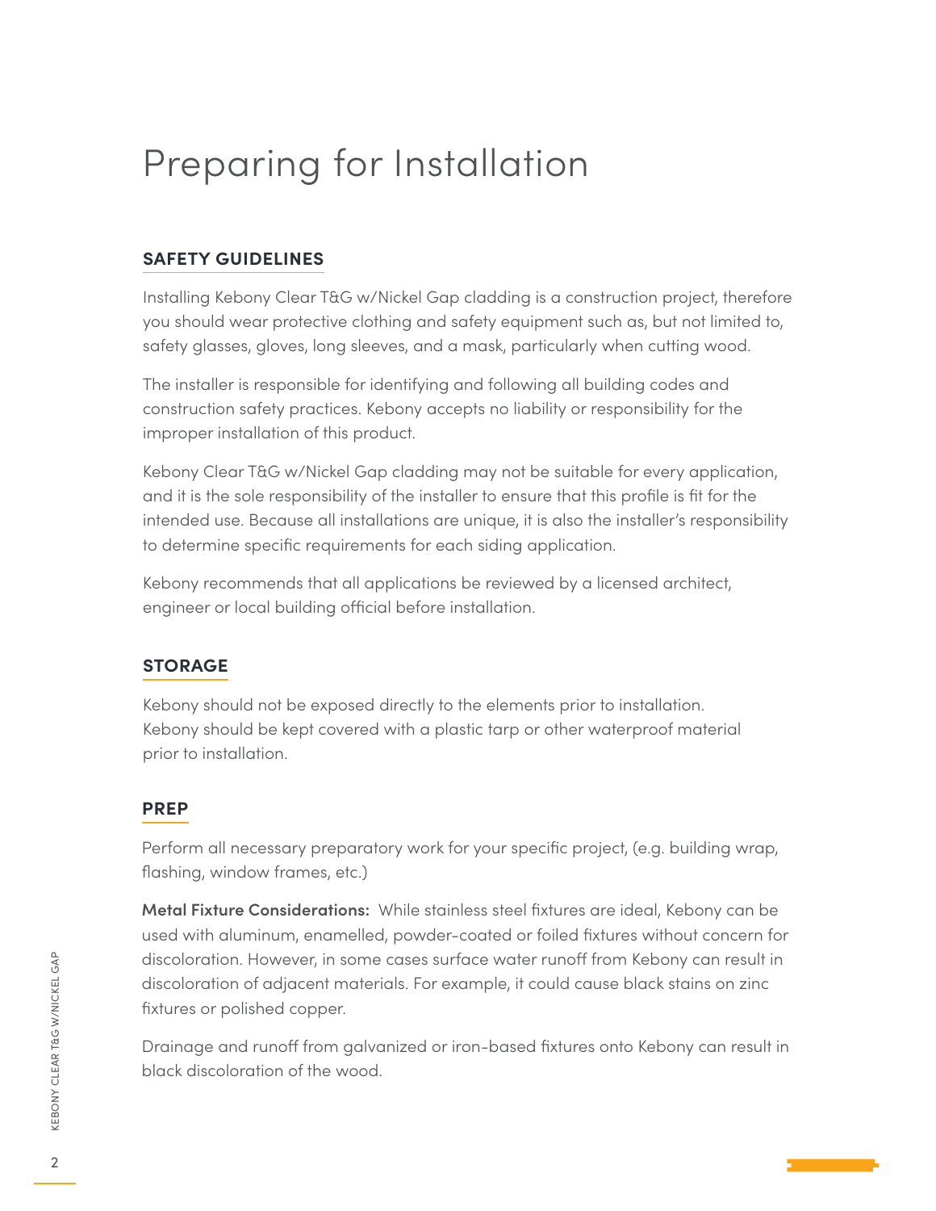# Preparing for Installation

## SAFETY GUIDELINES

Installing Kebony Clear T&G w/Nickel Gap cladding is a construction project, therefore you should wear protective clothing and safety equipment such as, but not limited to, safety glasses, gloves, long sleeves, and a mask, particularly when cutting wood.

The installer is responsible for identifying and following all building codes and construction safety practices. Kebony accepts no liability or responsibility for the improper installation of this product.

Kebony Clear T&G w/Nickel Gap cladding may not be suitable for every application, and it is the sole responsibility of the installer to ensure that this profile is fit for the intended use. Because all installations are unique, it is also the installer's responsibility to determine specific requirements for each siding application.

Kebony recommends that all applications be reviewed by a licensed architect, engineer or local building official before installation.

## STORAGE

Kebony should not be exposed directly to the elements prior to installation. Kebony should be kept covered with a plastic tarp or other waterproof material prior to installation.

## PREP

Perform all necessary preparatory work for your specific project, (e.g. building wrap, flashing, window frames, etc.)

**Metal Fixture Considerations:** While stainless steel fixtures are ideal, Kebony can be used with aluminum, enamelled, powder-coated or foiled fixtures without concern for discoloration. However, in some cases surface water runoff from Kebony can result in discoloration of adjacent materials. For example, it could cause black stains on zinc fixtures or polished copper.

Drainage and runoff from galvanized or iron-based fixtures onto Kebony can result in black discoloration of the wood.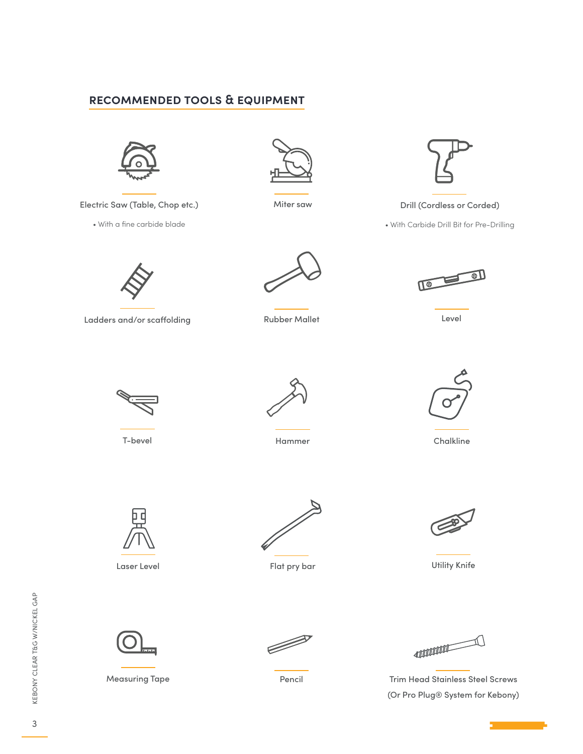## RECOMMENDED TOOLS & EQUIPMENT

- Electric Saw (Table, Chop etc.)
  - With a fine carbide blade
- Miter saw
- Drill (Cordless or Corded)
  - With Carbide Drill Bit for Pre-Drilling
- Ladders and/or scaffolding
- Rubber Mallet
- Level
- T-bevel
- Hammer
- Chalkline
- Laser Level
- Flat pry bar
- Utility Knife
- Measuring Tape
- Pencil
- Trim Head Stainless Steel Screws (Or Pro Plug® System for Kebony)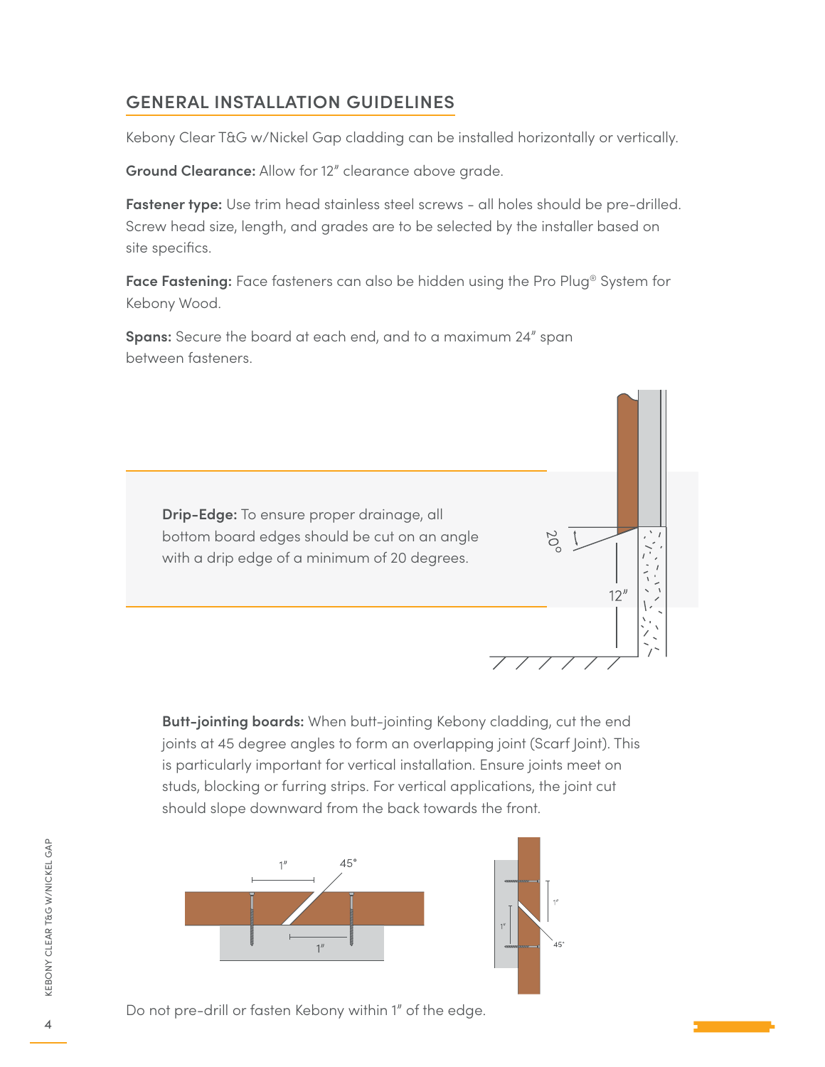## GENERAL INSTALLATION GUIDELINES

Kebony Clear T&G w/Nickel Gap cladding can be installed horizontally or vertically.

**Ground Clearance:** Allow for 12″ clearance above grade.

**Fastener type:** Use trim head stainless steel screws - all holes should be pre-drilled. Screw head size, length, and grades are to be selected by the installer based on site specifics.

**Face Fastening:** Face fasteners can also be hidden using the Pro Plug® System for Kebony Wood.

**Spans:** Secure the board at each end, and to a maximum 24″ span between fasteners.

**Drip-Edge:** To ensure proper drainage, all bottom board edges should be cut on an angle with a drip edge of a minimum of 20 degrees.

**Butt-jointing boards:** When butt-jointing Kebony cladding, cut the end joints at 45 degree angles to form an overlapping joint (Scarf Joint). This is particularly important for vertical installation. Ensure joints meet on studs, blocking or furring strips. For vertical applications, the joint cut should slope downward from the back towards the front.

Do not pre-drill or fasten Kebony within 1″ of the edge.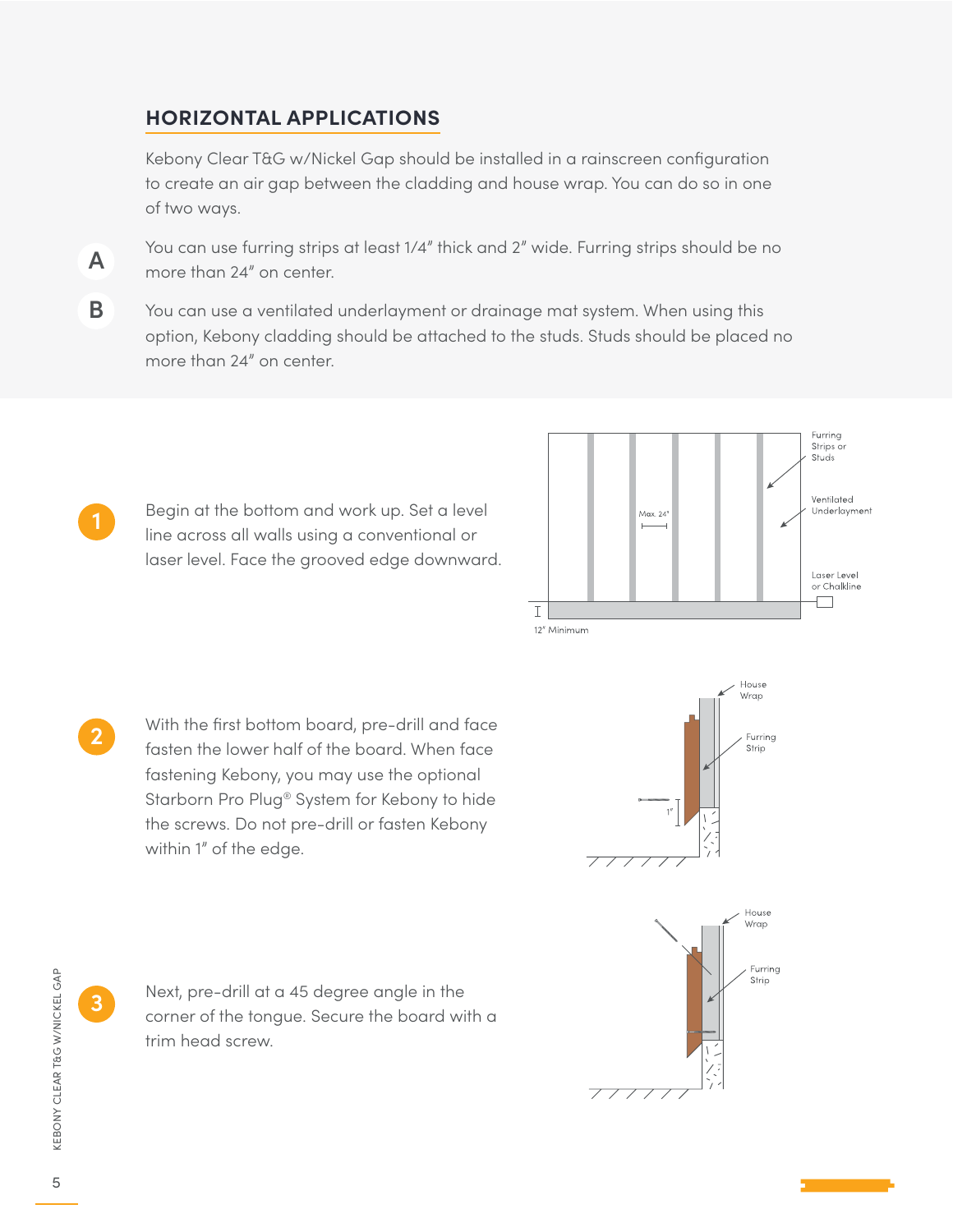## HORIZONTAL APPLICATIONS

Kebony Clear T&G w/Nickel Gap should be installed in a rainscreen configuration to create an air gap between the cladding and house wrap. You can do so in one of two ways.

**A** You can use furring strips at least 1/4" thick and 2" wide. Furring strips should be no more than 24" on center.

**B** You can use a ventilated underlayment or drainage mat system. When using this option, Kebony cladding should be attached to the studs. Studs should be placed no more than 24" on center.

**1** Begin at the bottom and work up. Set a level line across all walls using a conventional or laser level. Face the grooved edge downward.

Furring Strips or Studs

Ventilated Underlayment

Max. 24"

Laser Level or Chalkline

12" Minimum

**2** With the first bottom board, pre-drill and face fasten the lower half of the board. When face fastening Kebony, you may use the optional Starborn Pro Plug® System for Kebony to hide the screws. Do not pre-drill or fasten Kebony within 1" of the edge.

House Wrap

Furring Strip

1"

**3** Next, pre-drill at a 45 degree angle in the corner of the tongue. Secure the board with a trim head screw.

House Wrap

Furring Strip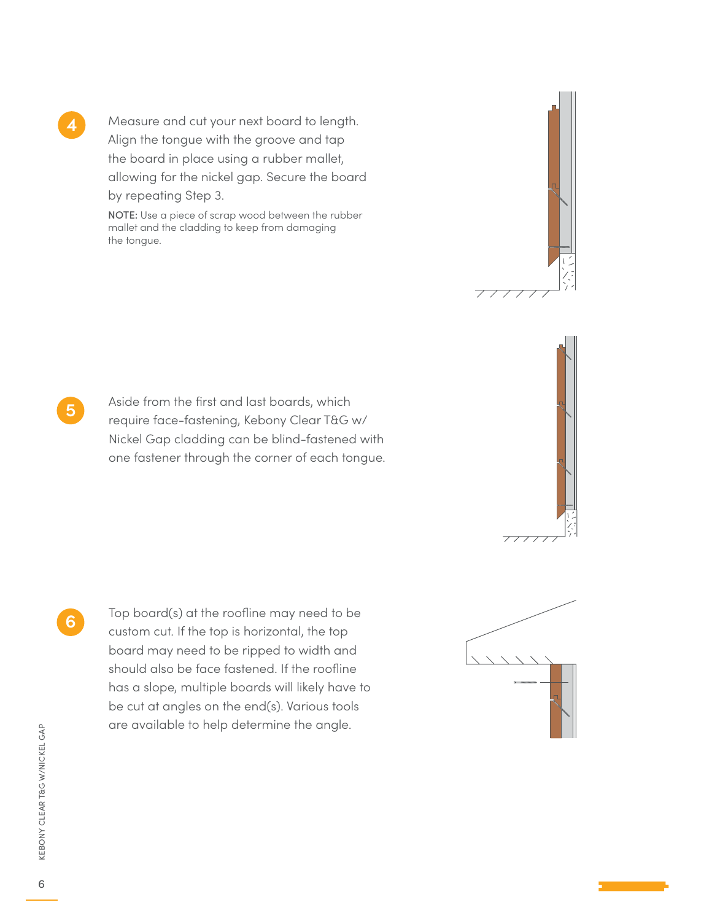4. Measure and cut your next board to length. Align the tongue with the groove and tap the board in place using a rubber mallet, allowing for the nickel gap. Secure the board by repeating Step 3.

   **NOTE:** Use a piece of scrap wood between the rubber mallet and the cladding to keep from damaging the tongue.

5. Aside from the first and last boards, which require face-fastening, Kebony Clear T&G w/ Nickel Gap cladding can be blind-fastened with one fastener through the corner of each tongue.

6. Top board(s) at the roofline may need to be custom cut. If the top is horizontal, the top board may need to be ripped to width and should also be face fastened. If the roofline has a slope, multiple boards will likely have to be cut at angles on the end(s). Various tools are available to help determine the angle.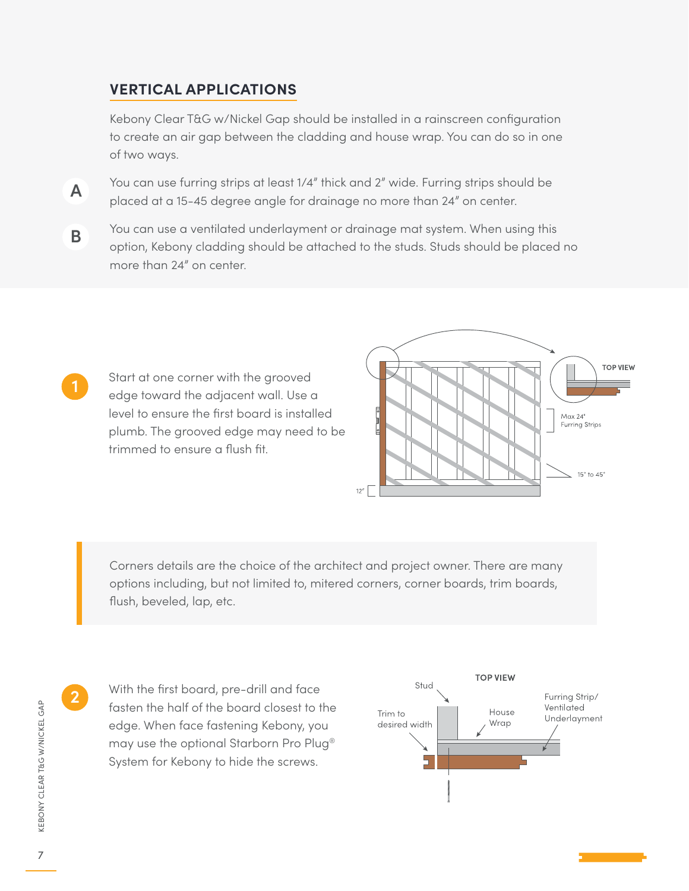## VERTICAL APPLICATIONS

Kebony Clear T&G w/Nickel Gap should be installed in a rainscreen configuration to create an air gap between the cladding and house wrap. You can do so in one of two ways.

**A** You can use furring strips at least 1/4" thick and 2" wide. Furring strips should be placed at a 15-45 degree angle for drainage no more than 24" on center.

**B** You can use a ventilated underlayment or drainage mat system. When using this option, Kebony cladding should be attached to the studs. Studs should be placed no more than 24" on center.

**1** Start at one corner with the grooved edge toward the adjacent wall. Use a level to ensure the first board is installed plumb. The grooved edge may need to be trimmed to ensure a flush fit.

TOP VIEW

Max 24" Furring Strips

15° to 45°

12"

> Corners details are the choice of the architect and project owner. There are many options including, but not limited to, mitered corners, corner boards, trim boards, flush, beveled, lap, etc.

**2** With the first board, pre-drill and face fasten the half of the board closest to the edge. When face fastening Kebony, you may use the optional Starborn Pro Plug® System for Kebony to hide the screws.

TOP VIEW

Stud

Trim to desired width

House Wrap

Furring Strip/ Ventilated Underlayment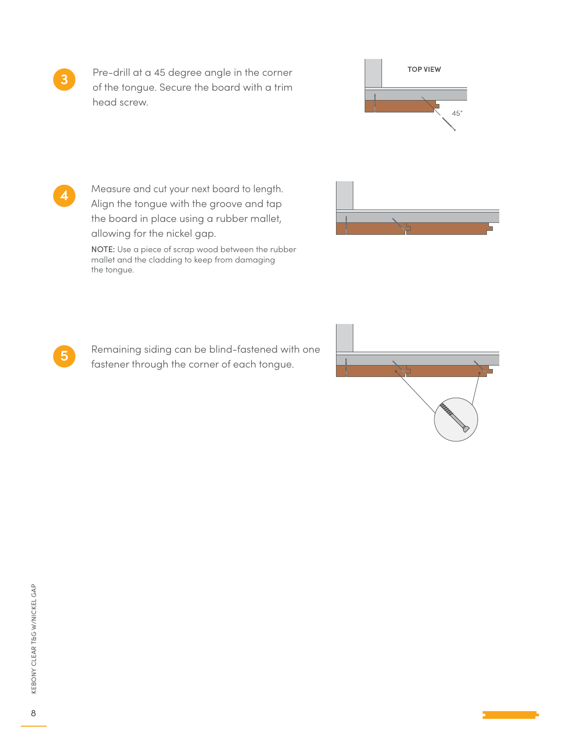3 Pre-drill at a 45 degree angle in the corner of the tongue. Secure the board with a trim head screw.

TOP VIEW

45°

4 Measure and cut your next board to length. Align the tongue with the groove and tap the board in place using a rubber mallet, allowing for the nickel gap.

**NOTE:** Use a piece of scrap wood between the rubber mallet and the cladding to keep from damaging the tongue.

5 Remaining siding can be blind-fastened with one fastener through the corner of each tongue.